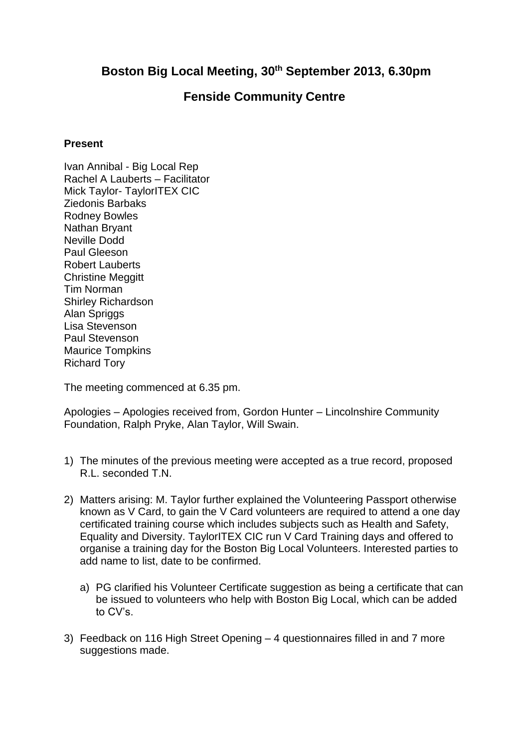# Boston Big Local Meeting, 30th September 2013, 6.30pm

## Fenside Community Centre

**Present**

Ivan Annibal - Big Local Rep
Rachel A Lauberts – Facilitator
Mick Taylor- TaylorITEX CIC
Ziedonis Barbaks
Rodney Bowles
Nathan Bryant
Neville Dodd
Paul Gleeson
Robert Lauberts
Christine Meggitt
Tim Norman
Shirley Richardson
Alan Spriggs
Lisa Stevenson
Paul Stevenson
Maurice Tompkins
Richard Tory

The meeting commenced at 6.35 pm.

Apologies – Apologies received from, Gordon Hunter – Lincolnshire Community Foundation, Ralph Pryke, Alan Taylor, Will Swain.

1) The minutes of the previous meeting were accepted as a true record, proposed R.L. seconded T.N.

2) Matters arising: M. Taylor further explained the Volunteering Passport otherwise known as V Card, to gain the V Card volunteers are required to attend a one day certificated training course which includes subjects such as Health and Safety, Equality and Diversity. TaylorITEX CIC run V Card Training days and offered to organise a training day for the Boston Big Local Volunteers. Interested parties to add name to list, date to be confirmed.

    a) PG clarified his Volunteer Certificate suggestion as being a certificate that can be issued to volunteers who help with Boston Big Local, which can be added to CV's.

3) Feedback on 116 High Street Opening – 4 questionnaires filled in and 7 more suggestions made.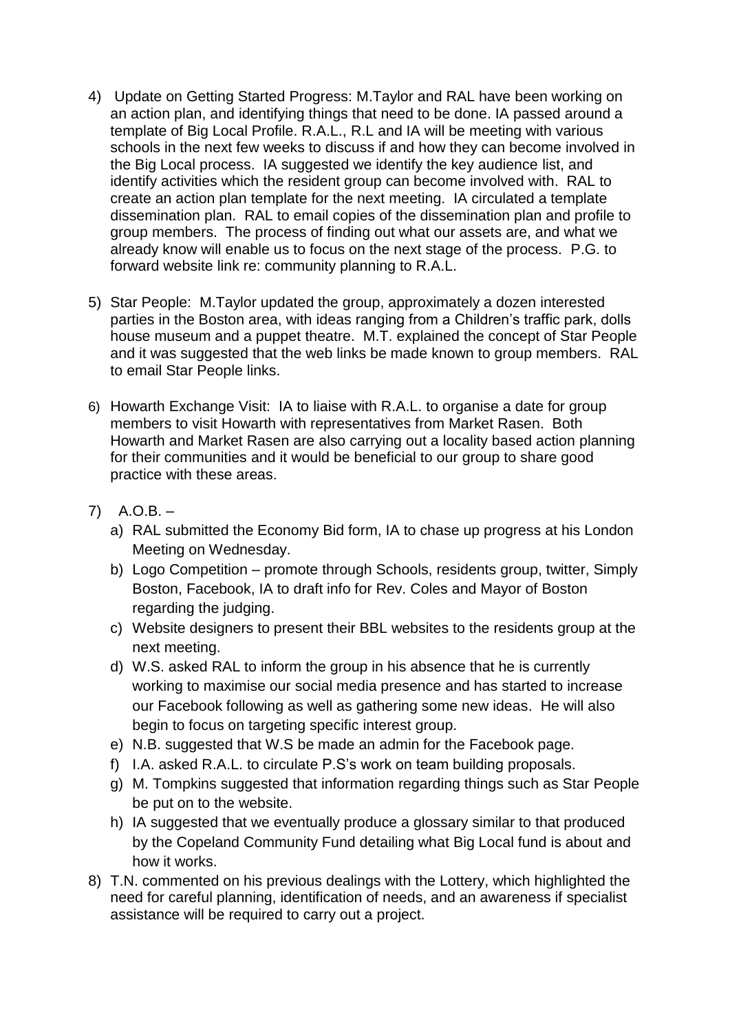4) Update on Getting Started Progress: M.Taylor and RAL have been working on an action plan, and identifying things that need to be done. IA passed around a template of Big Local Profile. R.A.L., R.L and IA will be meeting with various schools in the next few weeks to discuss if and how they can become involved in the Big Local process. IA suggested we identify the key audience list, and identify activities which the resident group can become involved with. RAL to create an action plan template for the next meeting. IA circulated a template dissemination plan. RAL to email copies of the dissemination plan and profile to group members. The process of finding out what our assets are, and what we already know will enable us to focus on the next stage of the process. P.G. to forward website link re: community planning to R.A.L.

5) Star People: M.Taylor updated the group, approximately a dozen interested parties in the Boston area, with ideas ranging from a Children's traffic park, dolls house museum and a puppet theatre. M.T. explained the concept of Star People and it was suggested that the web links be made known to group members. RAL to email Star People links.

6) Howarth Exchange Visit: IA to liaise with R.A.L. to organise a date for group members to visit Howarth with representatives from Market Rasen. Both Howarth and Market Rasen are also carrying out a locality based action planning for their communities and it would be beneficial to our group to share good practice with these areas.

7) A.O.B. –
   a) RAL submitted the Economy Bid form, IA to chase up progress at his London Meeting on Wednesday.
   b) Logo Competition – promote through Schools, residents group, twitter, Simply Boston, Facebook, IA to draft info for Rev. Coles and Mayor of Boston regarding the judging.
   c) Website designers to present their BBL websites to the residents group at the next meeting.
   d) W.S. asked RAL to inform the group in his absence that he is currently working to maximise our social media presence and has started to increase our Facebook following as well as gathering some new ideas. He will also begin to focus on targeting specific interest group.
   e) N.B. suggested that W.S be made an admin for the Facebook page.
   f) I.A. asked R.A.L. to circulate P.S's work on team building proposals.
   g) M. Tompkins suggested that information regarding things such as Star People be put on to the website.
   h) IA suggested that we eventually produce a glossary similar to that produced by the Copeland Community Fund detailing what Big Local fund is about and how it works.

8) T.N. commented on his previous dealings with the Lottery, which highlighted the need for careful planning, identification of needs, and an awareness if specialist assistance will be required to carry out a project.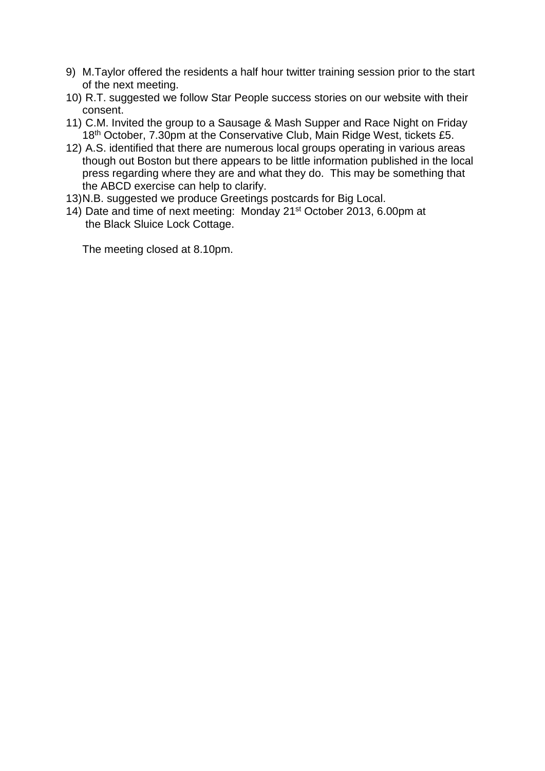9) M.Taylor offered the residents a half hour twitter training session prior to the start of the next meeting.
10) R.T. suggested we follow Star People success stories on our website with their consent.
11) C.M. Invited the group to a Sausage & Mash Supper and Race Night on Friday 18th October, 7.30pm at the Conservative Club, Main Ridge West, tickets £5.
12) A.S. identified that there are numerous local groups operating in various areas though out Boston but there appears to be little information published in the local press regarding where they are and what they do. This may be something that the ABCD exercise can help to clarify.
13) N.B. suggested we produce Greetings postcards for Big Local.
14) Date and time of next meeting: Monday 21st October 2013, 6.00pm at the Black Sluice Lock Cottage.

The meeting closed at 8.10pm.